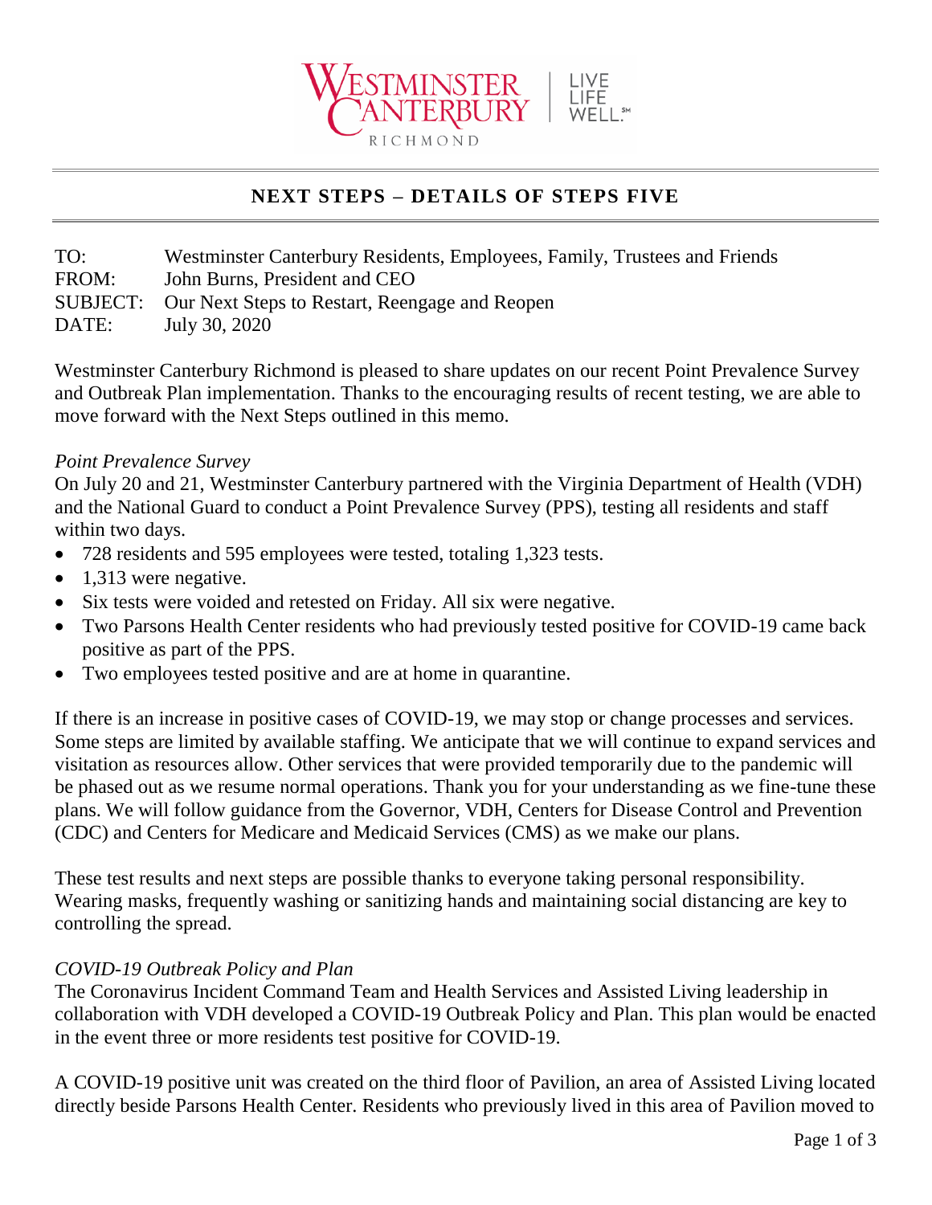## NEXT STEPS – DETAILS OF STEPS FIVE

TO: Westminster Canterbury Residents, Employees, Family, Trustees and Friends
FROM: John Burns, President and CEO
SUBJECT: Our Next Steps to Restart, Reengage and Reopen
DATE: July 30, 2020

Westminster Canterbury Richmond is pleased to share updates on our recent Point Prevalence Survey and Outbreak Plan implementation. Thanks to the encouraging results of recent testing, we are able to move forward with the Next Steps outlined in this memo.

*Point Prevalence Survey*

On July 20 and 21, Westminster Canterbury partnered with the Virginia Department of Health (VDH) and the National Guard to conduct a Point Prevalence Survey (PPS), testing all residents and staff within two days.

- 728 residents and 595 employees were tested, totaling 1,323 tests.
- 1,313 were negative.
- Six tests were voided and retested on Friday. All six were negative.
- Two Parsons Health Center residents who had previously tested positive for COVID-19 came back positive as part of the PPS.
- Two employees tested positive and are at home in quarantine.

If there is an increase in positive cases of COVID-19, we may stop or change processes and services. Some steps are limited by available staffing. We anticipate that we will continue to expand services and visitation as resources allow. Other services that were provided temporarily due to the pandemic will be phased out as we resume normal operations. Thank you for your understanding as we fine-tune these plans. We will follow guidance from the Governor, VDH, Centers for Disease Control and Prevention (CDC) and Centers for Medicare and Medicaid Services (CMS) as we make our plans.

These test results and next steps are possible thanks to everyone taking personal responsibility. Wearing masks, frequently washing or sanitizing hands and maintaining social distancing are key to controlling the spread.

*COVID-19 Outbreak Policy and Plan*

The Coronavirus Incident Command Team and Health Services and Assisted Living leadership in collaboration with VDH developed a COVID-19 Outbreak Policy and Plan. This plan would be enacted in the event three or more residents test positive for COVID-19.

A COVID-19 positive unit was created on the third floor of Pavilion, an area of Assisted Living located directly beside Parsons Health Center. Residents who previously lived in this area of Pavilion moved to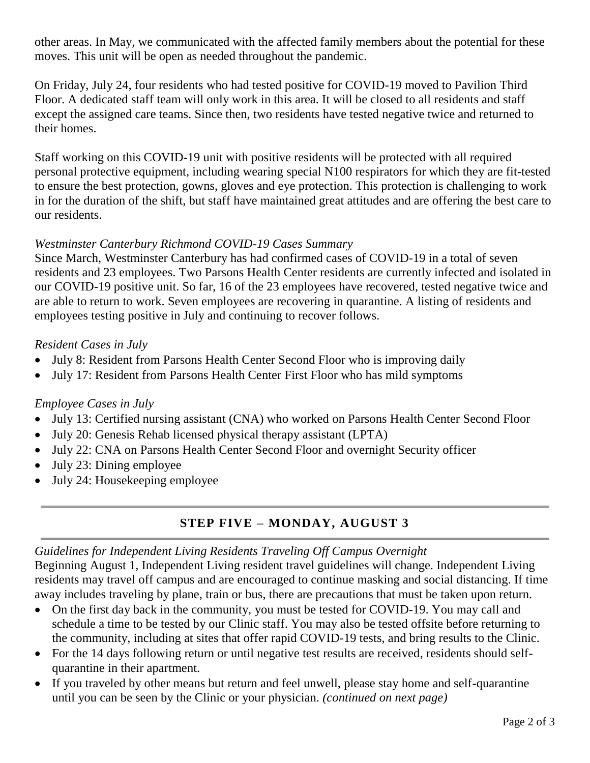other areas. In May, we communicated with the affected family members about the potential for these moves. This unit will be open as needed throughout the pandemic.

On Friday, July 24, four residents who had tested positive for COVID-19 moved to Pavilion Third Floor. A dedicated staff team will only work in this area. It will be closed to all residents and staff except the assigned care teams. Since then, two residents have tested negative twice and returned to their homes.

Staff working on this COVID-19 unit with positive residents will be protected with all required personal protective equipment, including wearing special N100 respirators for which they are fit-tested to ensure the best protection, gowns, gloves and eye protection. This protection is challenging to work in for the duration of the shift, but staff have maintained great attitudes and are offering the best care to our residents.

*Westminster Canterbury Richmond COVID-19 Cases Summary*

Since March, Westminster Canterbury has had confirmed cases of COVID-19 in a total of seven residents and 23 employees. Two Parsons Health Center residents are currently infected and isolated in our COVID-19 positive unit. So far, 16 of the 23 employees have recovered, tested negative twice and are able to return to work. Seven employees are recovering in quarantine. A listing of residents and employees testing positive in July and continuing to recover follows.

*Resident Cases in July*

- July 8: Resident from Parsons Health Center Second Floor who is improving daily
- July 17: Resident from Parsons Health Center First Floor who has mild symptoms

*Employee Cases in July*

- July 13: Certified nursing assistant (CNA) who worked on Parsons Health Center Second Floor
- July 20: Genesis Rehab licensed physical therapy assistant (LPTA)
- July 22: CNA on Parsons Health Center Second Floor and overnight Security officer
- July 23: Dining employee
- July 24: Housekeeping employee

## STEP FIVE – MONDAY, AUGUST 3

*Guidelines for Independent Living Residents Traveling Off Campus Overnight*

Beginning August 1, Independent Living resident travel guidelines will change. Independent Living residents may travel off campus and are encouraged to continue masking and social distancing. If time away includes traveling by plane, train or bus, there are precautions that must be taken upon return.

- On the first day back in the community, you must be tested for COVID-19. You may call and schedule a time to be tested by our Clinic staff. You may also be tested offsite before returning to the community, including at sites that offer rapid COVID-19 tests, and bring results to the Clinic.
- For the 14 days following return or until negative test results are received, residents should self-quarantine in their apartment.
- If you traveled by other means but return and feel unwell, please stay home and self-quarantine until you can be seen by the Clinic or your physician. *(continued on next page)*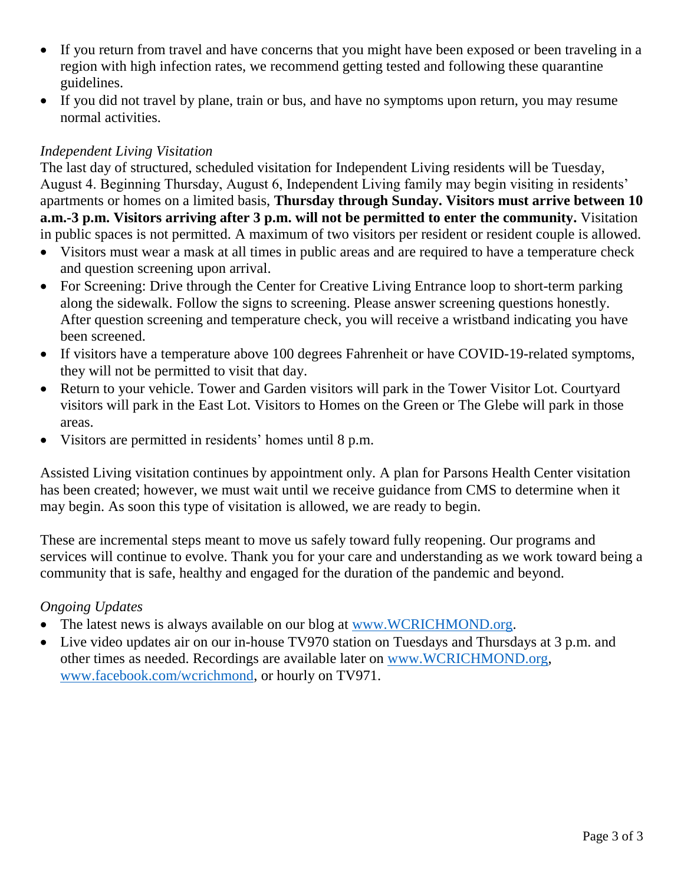- If you return from travel and have concerns that you might have been exposed or been traveling in a region with high infection rates, we recommend getting tested and following these quarantine guidelines.
- If you did not travel by plane, train or bus, and have no symptoms upon return, you may resume normal activities.

*Independent Living Visitation*

The last day of structured, scheduled visitation for Independent Living residents will be Tuesday, August 4. Beginning Thursday, August 6, Independent Living family may begin visiting in residents' apartments or homes on a limited basis, **Thursday through Sunday. Visitors must arrive between 10 a.m.-3 p.m. Visitors arriving after 3 p.m. will not be permitted to enter the community.** Visitation in public spaces is not permitted. A maximum of two visitors per resident or resident couple is allowed.

- Visitors must wear a mask at all times in public areas and are required to have a temperature check and question screening upon arrival.
- For Screening: Drive through the Center for Creative Living Entrance loop to short-term parking along the sidewalk. Follow the signs to screening. Please answer screening questions honestly. After question screening and temperature check, you will receive a wristband indicating you have been screened.
- If visitors have a temperature above 100 degrees Fahrenheit or have COVID-19-related symptoms, they will not be permitted to visit that day.
- Return to your vehicle. Tower and Garden visitors will park in the Tower Visitor Lot. Courtyard visitors will park in the East Lot. Visitors to Homes on the Green or The Glebe will park in those areas.
- Visitors are permitted in residents' homes until 8 p.m.

Assisted Living visitation continues by appointment only. A plan for Parsons Health Center visitation has been created; however, we must wait until we receive guidance from CMS to determine when it may begin. As soon this type of visitation is allowed, we are ready to begin.

These are incremental steps meant to move us safely toward fully reopening. Our programs and services will continue to evolve. Thank you for your care and understanding as we work toward being a community that is safe, healthy and engaged for the duration of the pandemic and beyond.

*Ongoing Updates*

- The latest news is always available on our blog at www.WCRICHMOND.org.
- Live video updates air on our in-house TV970 station on Tuesdays and Thursdays at 3 p.m. and other times as needed. Recordings are available later on www.WCRICHMOND.org, www.facebook.com/wcrichmond, or hourly on TV971.